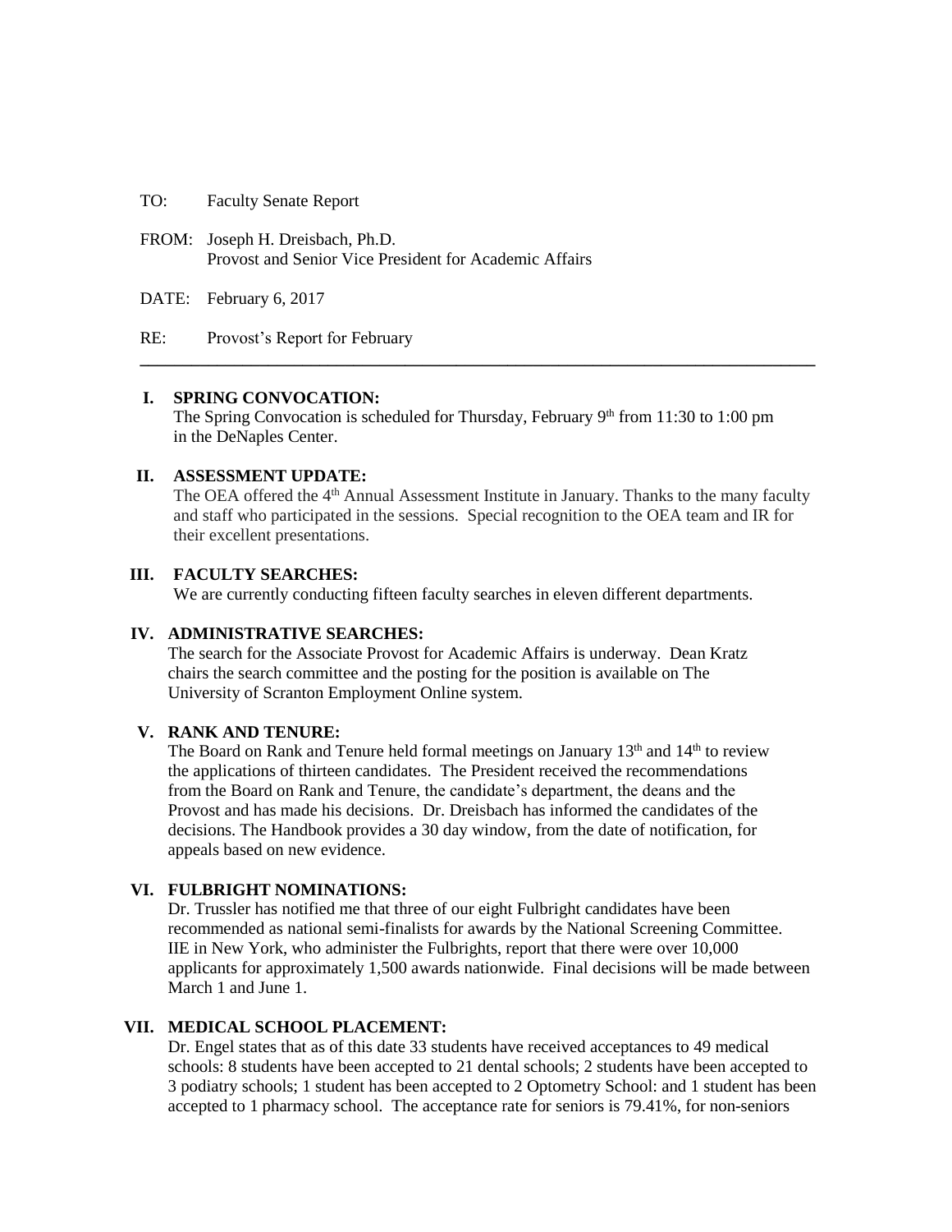TO: Faculty Senate Report

FROM: Joseph H. Dreisbach, Ph.D.
Provost and Senior Vice President for Academic Affairs

DATE: February 6, 2017

RE: Provost's Report for February

---

**I. SPRING CONVOCATION:**

The Spring Convocation is scheduled for Thursday, February 9th from 11:30 to 1:00 pm in the DeNaples Center.

**II. ASSESSMENT UPDATE:**

The OEA offered the 4th Annual Assessment Institute in January. Thanks to the many faculty and staff who participated in the sessions. Special recognition to the OEA team and IR for their excellent presentations.

**III. FACULTY SEARCHES:**

We are currently conducting fifteen faculty searches in eleven different departments.

**IV. ADMINISTRATIVE SEARCHES:**

The search for the Associate Provost for Academic Affairs is underway. Dean Kratz chairs the search committee and the posting for the position is available on The University of Scranton Employment Online system.

**V. RANK AND TENURE:**

The Board on Rank and Tenure held formal meetings on January 13th and 14th to review the applications of thirteen candidates. The President received the recommendations from the Board on Rank and Tenure, the candidate's department, the deans and the Provost and has made his decisions. Dr. Dreisbach has informed the candidates of the decisions. The Handbook provides a 30 day window, from the date of notification, for appeals based on new evidence.

**VI. FULBRIGHT NOMINATIONS:**

Dr. Trussler has notified me that three of our eight Fulbright candidates have been recommended as national semi-finalists for awards by the National Screening Committee. IIE in New York, who administer the Fulbrights, report that there were over 10,000 applicants for approximately 1,500 awards nationwide. Final decisions will be made between March 1 and June 1.

**VII. MEDICAL SCHOOL PLACEMENT:**

Dr. Engel states that as of this date 33 students have received acceptances to 49 medical schools: 8 students have been accepted to 21 dental schools; 2 students have been accepted to 3 podiatry schools; 1 student has been accepted to 2 Optometry School: and 1 student has been accepted to 1 pharmacy school. The acceptance rate for seniors is 79.41%, for non-seniors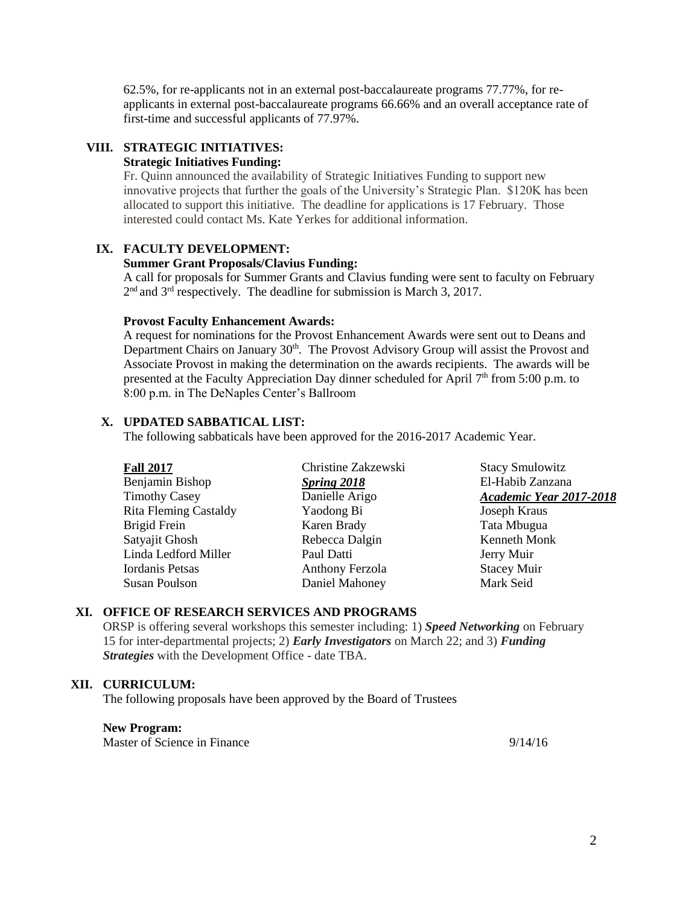62.5%, for re-applicants not in an external post-baccalaureate programs 77.77%, for re-applicants in external post-baccalaureate programs 66.66% and an overall acceptance rate of first-time and successful applicants of 77.97%.

## VIII. STRATEGIC INITIATIVES:

**Strategic Initiatives Funding:**

Fr. Quinn announced the availability of Strategic Initiatives Funding to support new innovative projects that further the goals of the University's Strategic Plan. $120K has been allocated to support this initiative. The deadline for applications is 17 February. Those interested could contact Ms. Kate Yerkes for additional information.

## IX. FACULTY DEVELOPMENT:

**Summer Grant Proposals/Clavius Funding:**

A call for proposals for Summer Grants and Clavius funding were sent to faculty on February 2nd and 3rd respectively. The deadline for submission is March 3, 2017.

**Provost Faculty Enhancement Awards:**

A request for nominations for the Provost Enhancement Awards were sent out to Deans and Department Chairs on January 30th. The Provost Advisory Group will assist the Provost and Associate Provost in making the determination on the awards recipients. The awards will be presented at the Faculty Appreciation Day dinner scheduled for April 7th from 5:00 p.m. to 8:00 p.m. in The DeNaples Center's Ballroom

## X. UPDATED SABBATICAL LIST:

The following sabbaticals have been approved for the 2016-2017 Academic Year.

**Fall 2017**
- Benjamin Bishop
- Timothy Casey
- Rita Fleming Castaldy
- Brigid Frein
- Satyajit Ghosh
- Linda Ledford Miller
- Iordanis Petsas
- Susan Poulson
- Christine Zakzewski

***Spring 2018***
- Danielle Arigo
- Yaodong Bi
- Karen Brady
- Rebecca Dalgin
- Paul Datti
- Anthony Ferzola
- Daniel Mahoney
- Stacy Smulowitz
- El-Habib Zanzana

***Academic Year 2017-2018***
- Joseph Kraus
- Tata Mbugua
- Kenneth Monk
- Jerry Muir
- Stacey Muir
- Mark Seid

## XI. OFFICE OF RESEARCH SERVICES AND PROGRAMS

ORSP is offering several workshops this semester including: 1) ***Speed Networking*** on February 15 for inter-departmental projects; 2) ***Early Investigators*** on March 22; and 3) ***Funding Strategies*** with the Development Office - date TBA.

## XII. CURRICULUM:

The following proposals have been approved by the Board of Trustees

**New Program:**

Master of Science in Finance 9/14/16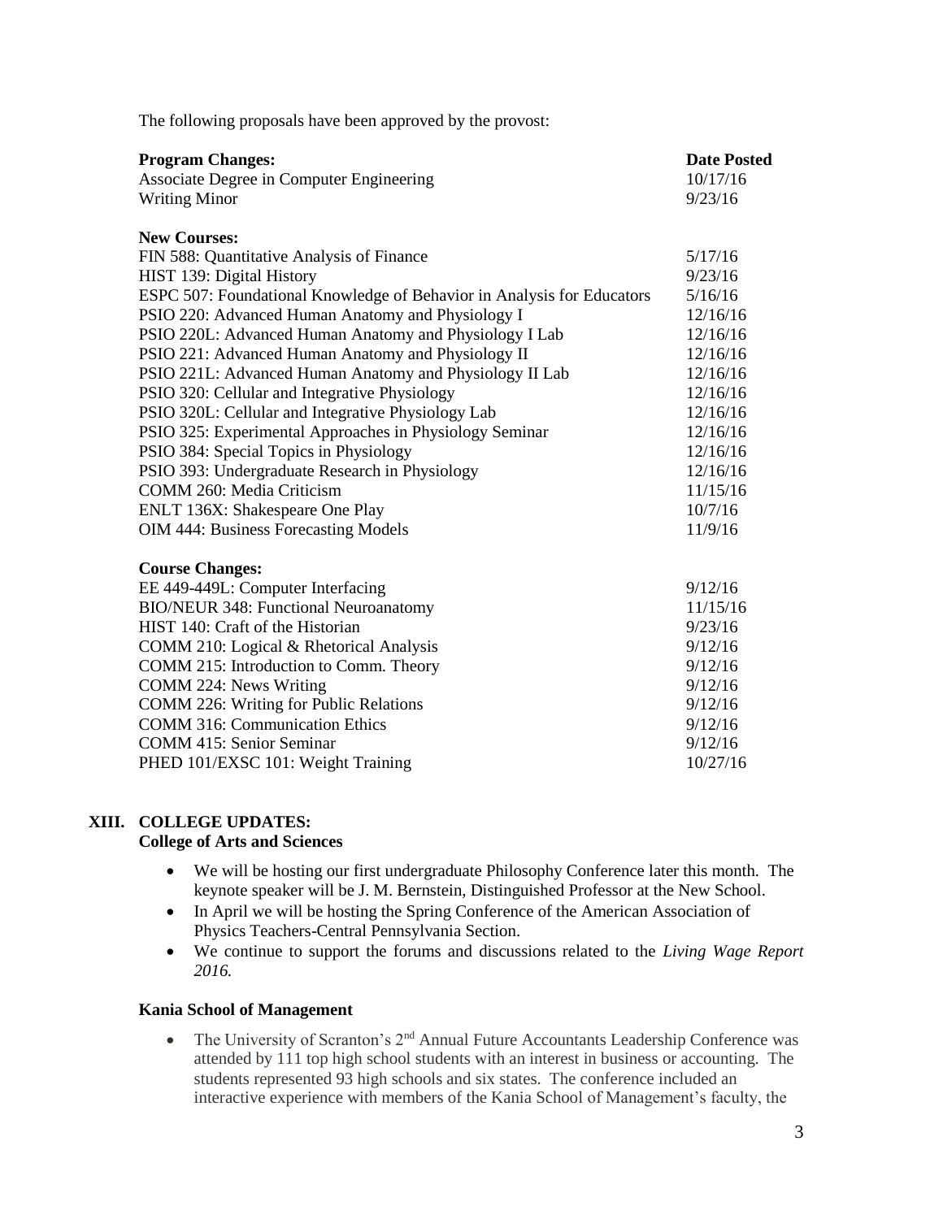The following proposals have been approved by the provost:

| **Program Changes:** | **Date Posted** |
|---|---|
| Associate Degree in Computer Engineering | 10/17/16 |
| Writing Minor | 9/23/16 |
| | |
| **New Courses:** | |
| FIN 588: Quantitative Analysis of Finance | 5/17/16 |
| HIST 139: Digital History | 9/23/16 |
| ESPC 507: Foundational Knowledge of Behavior in Analysis for Educators | 5/16/16 |
| PSIO 220: Advanced Human Anatomy and Physiology I | 12/16/16 |
| PSIO 220L: Advanced Human Anatomy and Physiology I Lab | 12/16/16 |
| PSIO 221: Advanced Human Anatomy and Physiology II | 12/16/16 |
| PSIO 221L: Advanced Human Anatomy and Physiology II Lab | 12/16/16 |
| PSIO 320: Cellular and Integrative Physiology | 12/16/16 |
| PSIO 320L: Cellular and Integrative Physiology Lab | 12/16/16 |
| PSIO 325: Experimental Approaches in Physiology Seminar | 12/16/16 |
| PSIO 384: Special Topics in Physiology | 12/16/16 |
| PSIO 393: Undergraduate Research in Physiology | 12/16/16 |
| COMM 260: Media Criticism | 11/15/16 |
| ENLT 136X: Shakespeare One Play | 10/7/16 |
| OIM 444: Business Forecasting Models | 11/9/16 |
| | |
| **Course Changes:** | |
| EE 449-449L: Computer Interfacing | 9/12/16 |
| BIO/NEUR 348: Functional Neuroanatomy | 11/15/16 |
| HIST 140: Craft of the Historian | 9/23/16 |
| COMM 210: Logical & Rhetorical Analysis | 9/12/16 |
| COMM 215: Introduction to Comm. Theory | 9/12/16 |
| COMM 224: News Writing | 9/12/16 |
| COMM 226: Writing for Public Relations | 9/12/16 |
| COMM 316: Communication Ethics | 9/12/16 |
| COMM 415: Senior Seminar | 9/12/16 |
| PHED 101/EXSC 101: Weight Training | 10/27/16 |

## XIII. COLLEGE UPDATES:

### College of Arts and Sciences

- We will be hosting our first undergraduate Philosophy Conference later this month. The keynote speaker will be J. M. Bernstein, Distinguished Professor at the New School.
- In April we will be hosting the Spring Conference of the American Association of Physics Teachers-Central Pennsylvania Section.
- We continue to support the forums and discussions related to the *Living Wage Report 2016.*

### Kania School of Management

- The University of Scranton's 2nd Annual Future Accountants Leadership Conference was attended by 111 top high school students with an interest in business or accounting. The students represented 93 high schools and six states. The conference included an interactive experience with members of the Kania School of Management's faculty, the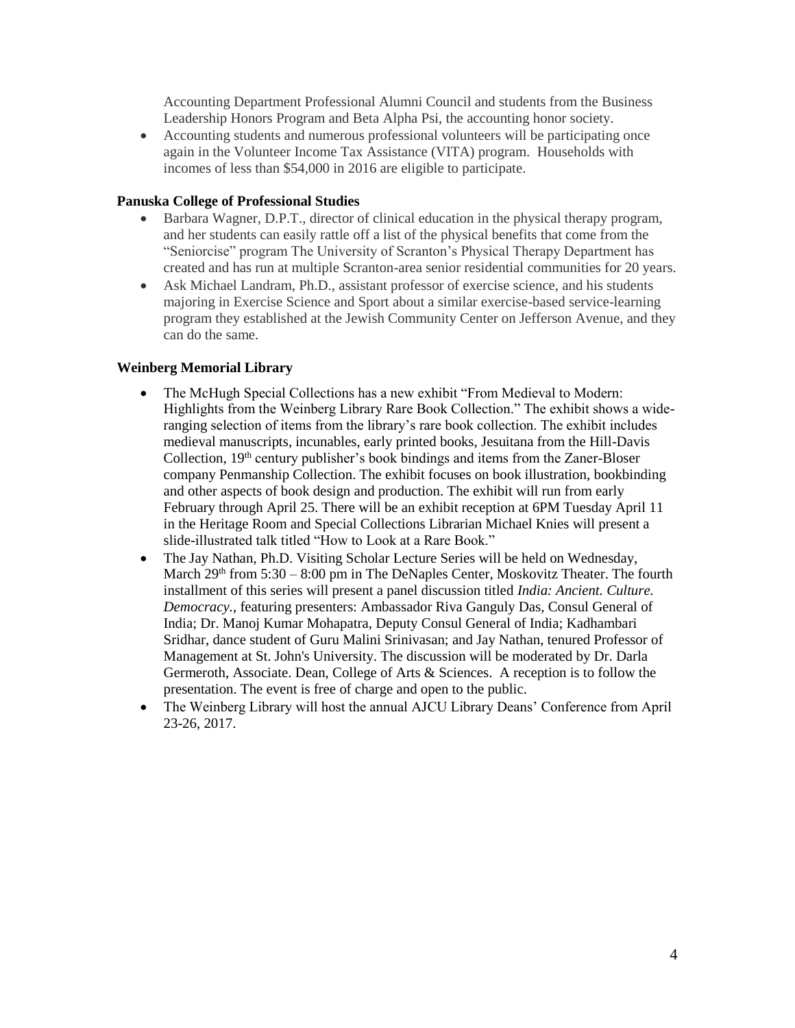Accounting Department Professional Alumni Council and students from the Business Leadership Honors Program and Beta Alpha Psi, the accounting honor society.

- Accounting students and numerous professional volunteers will be participating once again in the Volunteer Income Tax Assistance (VITA) program. Households with incomes of less than $54,000 in 2016 are eligible to participate.

**Panuska College of Professional Studies**

- Barbara Wagner, D.P.T., director of clinical education in the physical therapy program, and her students can easily rattle off a list of the physical benefits that come from the "Seniorcise" program The University of Scranton's Physical Therapy Department has created and has run at multiple Scranton-area senior residential communities for 20 years.
- Ask Michael Landram, Ph.D., assistant professor of exercise science, and his students majoring in Exercise Science and Sport about a similar exercise-based service-learning program they established at the Jewish Community Center on Jefferson Avenue, and they can do the same.

**Weinberg Memorial Library**

- The McHugh Special Collections has a new exhibit "From Medieval to Modern: Highlights from the Weinberg Library Rare Book Collection." The exhibit shows a wide-ranging selection of items from the library's rare book collection. The exhibit includes medieval manuscripts, incunables, early printed books, Jesuitana from the Hill-Davis Collection, 19th century publisher's book bindings and items from the Zaner-Bloser company Penmanship Collection. The exhibit focuses on book illustration, bookbinding and other aspects of book design and production. The exhibit will run from early February through April 25. There will be an exhibit reception at 6PM Tuesday April 11 in the Heritage Room and Special Collections Librarian Michael Knies will present a slide-illustrated talk titled "How to Look at a Rare Book."
- The Jay Nathan, Ph.D. Visiting Scholar Lecture Series will be held on Wednesday, March 29th from 5:30 – 8:00 pm in The DeNaples Center, Moskovitz Theater. The fourth installment of this series will present a panel discussion titled *India: Ancient. Culture. Democracy.*, featuring presenters: Ambassador Riva Ganguly Das, Consul General of India; Dr. Manoj Kumar Mohapatra, Deputy Consul General of India; Kadhambari Sridhar, dance student of Guru Malini Srinivasan; and Jay Nathan, tenured Professor of Management at St. John's University. The discussion will be moderated by Dr. Darla Germeroth, Associate. Dean, College of Arts & Sciences. A reception is to follow the presentation. The event is free of charge and open to the public.
- The Weinberg Library will host the annual AJCU Library Deans' Conference from April 23-26, 2017.